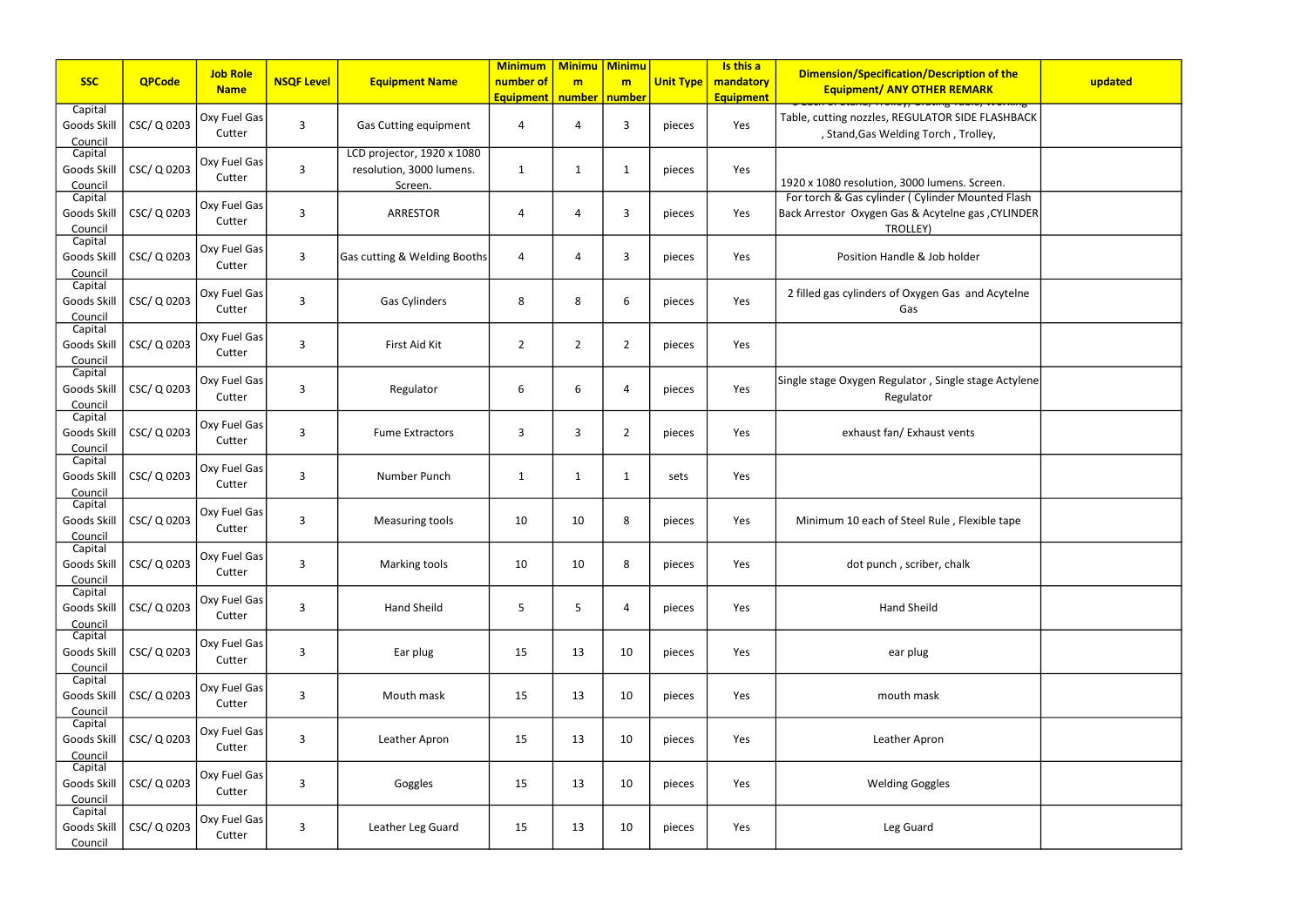| SSC | QPCode | Job Role Name | NSQF Level | Equipment Name | Minimum number of Equipment | Minimum number | Minimum number | Unit Type | Is this a mandatory Equipment | Dimension/Specification/Description of the Equipment/ ANY OTHER REMARK | updated |
|---|---|---|---|---|---|---|---|---|---|---|---|
| Capital Goods Skill Council | CSC/ Q 0203 | Oxy Fuel Gas Cutter | 3 | Gas Cutting equipment | 4 | 4 | 3 | pieces | Yes | 3 Each of Stand, Trolley, Grating Table, Working Table, cutting nozzles, REGULATOR SIDE FLASHBACK , Stand,Gas Welding Torch , Trolley, | |
| Capital Goods Skill Council | CSC/ Q 0203 | Oxy Fuel Gas Cutter | 3 | LCD projector, 1920 x 1080 resolution, 3000 lumens. Screen. | 1 | 1 | 1 | pieces | Yes | 1920 x 1080 resolution, 3000 lumens. Screen. | |
| Capital Goods Skill Council | CSC/ Q 0203 | Oxy Fuel Gas Cutter | 3 | ARRESTOR | 4 | 4 | 3 | pieces | Yes | For torch & Gas cylinder ( Cylinder Mounted Flash Back Arrestor Oxygen Gas & Acytelne gas ,CYLINDER TROLLEY) | |
| Capital Goods Skill Council | CSC/ Q 0203 | Oxy Fuel Gas Cutter | 3 | Gas cutting & Welding Booths | 4 | 4 | 3 | pieces | Yes | Position Handle & Job holder | |
| Capital Goods Skill Council | CSC/ Q 0203 | Oxy Fuel Gas Cutter | 3 | Gas Cylinders | 8 | 8 | 6 | pieces | Yes | 2 filled gas cylinders of Oxygen Gas and Acytelne Gas | |
| Capital Goods Skill Council | CSC/ Q 0203 | Oxy Fuel Gas Cutter | 3 | First Aid Kit | 2 | 2 | 2 | pieces | Yes | | |
| Capital Goods Skill Council | CSC/ Q 0203 | Oxy Fuel Gas Cutter | 3 | Regulator | 6 | 6 | 4 | pieces | Yes | Single stage Oxygen Regulator , Single stage Actylene Regulator | |
| Capital Goods Skill Council | CSC/ Q 0203 | Oxy Fuel Gas Cutter | 3 | Fume Extractors | 3 | 3 | 2 | pieces | Yes | exhaust fan/ Exhaust vents | |
| Capital Goods Skill Council | CSC/ Q 0203 | Oxy Fuel Gas Cutter | 3 | Number Punch | 1 | 1 | 1 | sets | Yes | | |
| Capital Goods Skill Council | CSC/ Q 0203 | Oxy Fuel Gas Cutter | 3 | Measuring tools | 10 | 10 | 8 | pieces | Yes | Minimum 10 each of Steel Rule , Flexible tape | |
| Capital Goods Skill Council | CSC/ Q 0203 | Oxy Fuel Gas Cutter | 3 | Marking tools | 10 | 10 | 8 | pieces | Yes | dot punch , scriber, chalk | |
| Capital Goods Skill Council | CSC/ Q 0203 | Oxy Fuel Gas Cutter | 3 | Hand Sheild | 5 | 5 | 4 | pieces | Yes | Hand Sheild | |
| Capital Goods Skill Council | CSC/ Q 0203 | Oxy Fuel Gas Cutter | 3 | Ear plug | 15 | 13 | 10 | pieces | Yes | ear plug | |
| Capital Goods Skill Council | CSC/ Q 0203 | Oxy Fuel Gas Cutter | 3 | Mouth mask | 15 | 13 | 10 | pieces | Yes | mouth mask | |
| Capital Goods Skill Council | CSC/ Q 0203 | Oxy Fuel Gas Cutter | 3 | Leather Apron | 15 | 13 | 10 | pieces | Yes | Leather Apron | |
| Capital Goods Skill Council | CSC/ Q 0203 | Oxy Fuel Gas Cutter | 3 | Goggles | 15 | 13 | 10 | pieces | Yes | Welding Goggles | |
| Capital Goods Skill Council | CSC/ Q 0203 | Oxy Fuel Gas Cutter | 3 | Leather Leg Guard | 15 | 13 | 10 | pieces | Yes | Leg Guard | |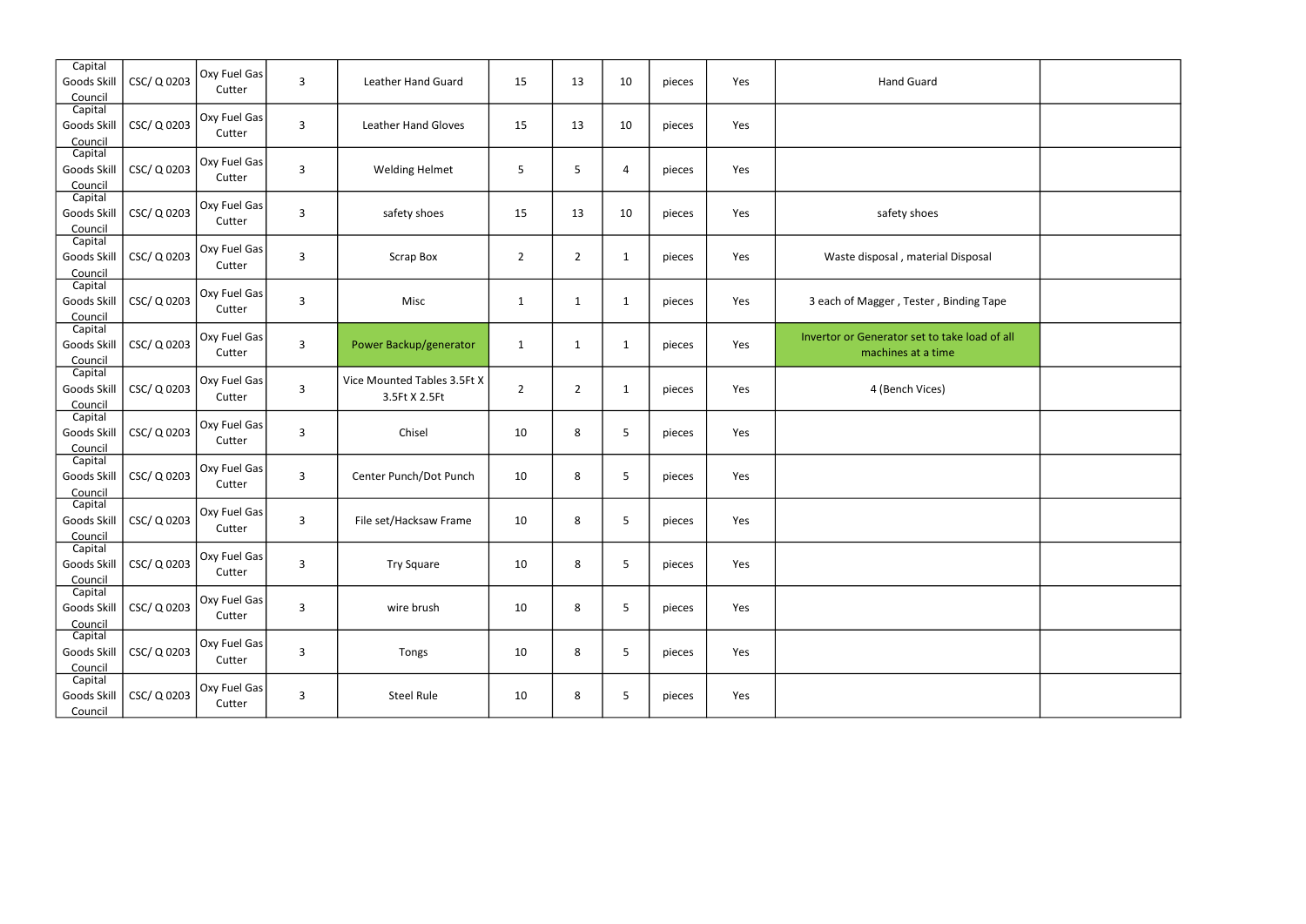| | | | | | | | | | | | |
|---|---|---|---|---|---|---|---|---|---|---|---|
| Capital Goods Skill Council | CSC/ Q 0203 | Oxy Fuel Gas Cutter | 3 | Leather Hand Guard | 15 | 13 | 10 | pieces | Yes | Hand Guard | |
| Capital Goods Skill Council | CSC/ Q 0203 | Oxy Fuel Gas Cutter | 3 | Leather Hand Gloves | 15 | 13 | 10 | pieces | Yes | | |
| Capital Goods Skill Council | CSC/ Q 0203 | Oxy Fuel Gas Cutter | 3 | Welding Helmet | 5 | 5 | 4 | pieces | Yes | | |
| Capital Goods Skill Council | CSC/ Q 0203 | Oxy Fuel Gas Cutter | 3 | safety shoes | 15 | 13 | 10 | pieces | Yes | safety shoes | |
| Capital Goods Skill Council | CSC/ Q 0203 | Oxy Fuel Gas Cutter | 3 | Scrap Box | 2 | 2 | 1 | pieces | Yes | Waste disposal , material Disposal | |
| Capital Goods Skill Council | CSC/ Q 0203 | Oxy Fuel Gas Cutter | 3 | Misc | 1 | 1 | 1 | pieces | Yes | 3 each of Magger , Tester , Binding Tape | |
| Capital Goods Skill Council | CSC/ Q 0203 | Oxy Fuel Gas Cutter | 3 | Power Backup/generator | 1 | 1 | 1 | pieces | Yes | Invertor or Generator set to take load of all machines at a time | |
| Capital Goods Skill Council | CSC/ Q 0203 | Oxy Fuel Gas Cutter | 3 | Vice Mounted Tables 3.5Ft X 3.5Ft X 2.5Ft | 2 | 2 | 1 | pieces | Yes | 4 (Bench Vices) | |
| Capital Goods Skill Council | CSC/ Q 0203 | Oxy Fuel Gas Cutter | 3 | Chisel | 10 | 8 | 5 | pieces | Yes | | |
| Capital Goods Skill Council | CSC/ Q 0203 | Oxy Fuel Gas Cutter | 3 | Center Punch/Dot Punch | 10 | 8 | 5 | pieces | Yes | | |
| Capital Goods Skill Council | CSC/ Q 0203 | Oxy Fuel Gas Cutter | 3 | File set/Hacksaw Frame | 10 | 8 | 5 | pieces | Yes | | |
| Capital Goods Skill Council | CSC/ Q 0203 | Oxy Fuel Gas Cutter | 3 | Try Square | 10 | 8 | 5 | pieces | Yes | | |
| Capital Goods Skill Council | CSC/ Q 0203 | Oxy Fuel Gas Cutter | 3 | wire brush | 10 | 8 | 5 | pieces | Yes | | |
| Capital Goods Skill Council | CSC/ Q 0203 | Oxy Fuel Gas Cutter | 3 | Tongs | 10 | 8 | 5 | pieces | Yes | | |
| Capital Goods Skill Council | CSC/ Q 0203 | Oxy Fuel Gas Cutter | 3 | Steel Rule | 10 | 8 | 5 | pieces | Yes | | |